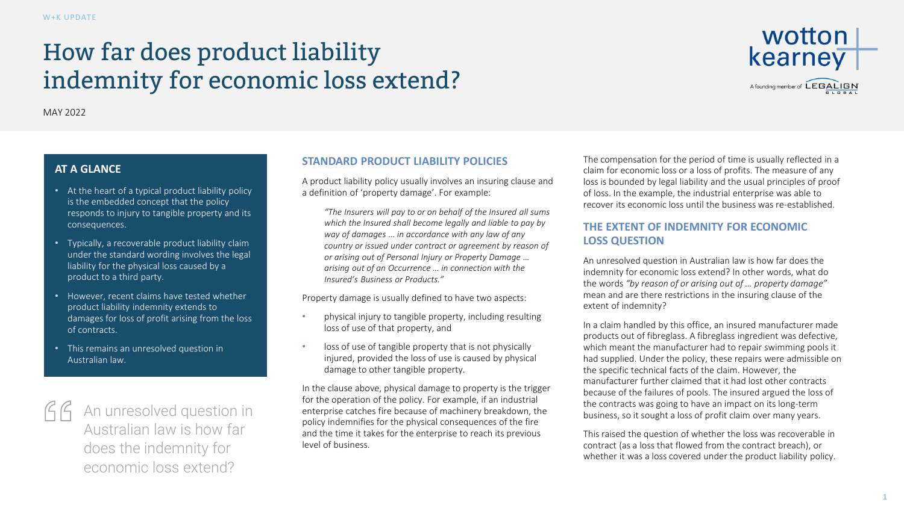W+K UPDATE

# How far does product liability indemnity for economic loss extend?

MAY 2022

## AT A GLANCE

- At the heart of a typical product liability policy is the embedded concept that the policy responds to injury to tangible property and its consequences.
- Typically, a recoverable product liability claim under the standard wording involves the legal liability for the physical loss caused by a product to a third party.
- However, recent claims have tested whether product liability indemnity extends to damages for loss of profit arising from the loss of contracts.
- This remains an unresolved question in Australian law.

> An unresolved question in Australian law is how far does the indemnity for economic loss extend?

## STANDARD PRODUCT LIABILITY POLICIES

A product liability policy usually involves an insuring clause and a definition of 'property damage'. For example:

> *"The Insurers will pay to or on behalf of the Insured all sums which the Insured shall become legally and liable to pay by way of damages … in accordance with any law of any country or issued under contract or agreement by reason of or arising out of Personal Injury or Property Damage … arising out of an Occurrence … in connection with the Insured's Business or Products."*

Property damage is usually defined to have two aspects:

- physical injury to tangible property, including resulting loss of use of that property, and
- loss of use of tangible property that is not physically injured, provided the loss of use is caused by physical damage to other tangible property.

In the clause above, physical damage to property is the trigger for the operation of the policy. For example, if an industrial enterprise catches fire because of machinery breakdown, the policy indemnifies for the physical consequences of the fire and the time it takes for the enterprise to reach its previous level of business.

The compensation for the period of time is usually reflected in a claim for economic loss or a loss of profits. The measure of any loss is bounded by legal liability and the usual principles of proof of loss. In the example, the industrial enterprise was able to recover its economic loss until the business was re-established.

## THE EXTENT OF INDEMNITY FOR ECONOMIC LOSS QUESTION

An unresolved question in Australian law is how far does the indemnity for economic loss extend? In other words, what do the words *"by reason of or arising out of … property damage"* mean and are there restrictions in the insuring clause of the extent of indemnity?

In a claim handled by this office, an insured manufacturer made products out of fibreglass. A fibreglass ingredient was defective, which meant the manufacturer had to repair swimming pools it had supplied. Under the policy, these repairs were admissible on the specific technical facts of the claim. However, the manufacturer further claimed that it had lost other contracts because of the failures of pools. The insured argued the loss of the contracts was going to have an impact on its long-term business, so it sought a loss of profit claim over many years.

This raised the question of whether the loss was recoverable in contract (as a loss that flowed from the contract breach), or whether it was a loss covered under the product liability policy.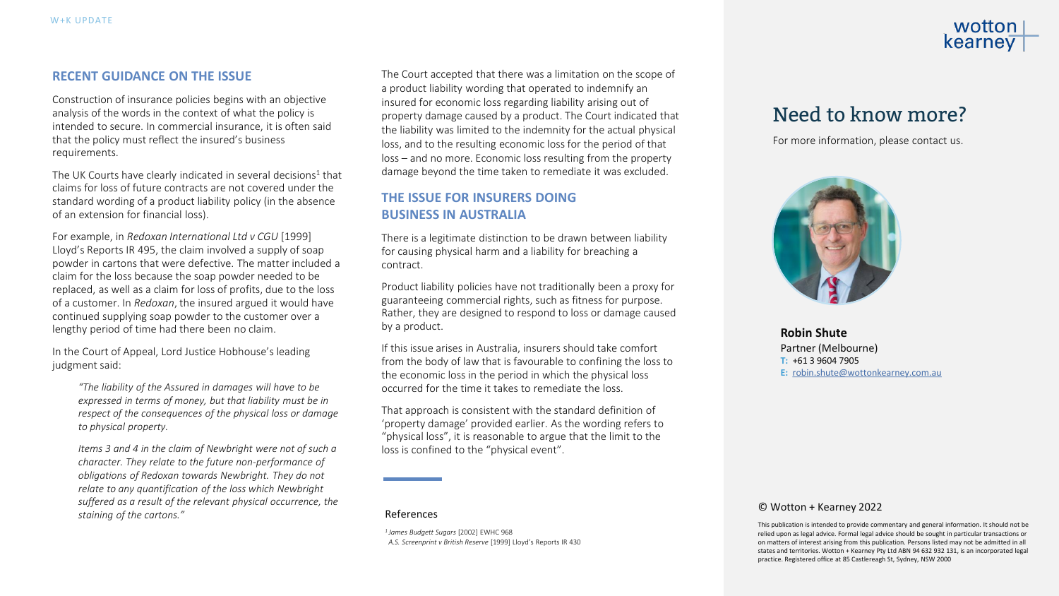## RECENT GUIDANCE ON THE ISSUE

Construction of insurance policies begins with an objective analysis of the words in the context of what the policy is intended to secure. In commercial insurance, it is often said that the policy must reflect the insured's business requirements.

The UK Courts have clearly indicated in several decisions[1] that claims for loss of future contracts are not covered under the standard wording of a product liability policy (in the absence of an extension for financial loss).

For example, in *Redoxan International Ltd v CGU* [1999] Lloyd's Reports IR 495, the claim involved a supply of soap powder in cartons that were defective. The matter included a claim for the loss because the soap powder needed to be replaced, as well as a claim for loss of profits, due to the loss of a customer. In *Redoxan*, the insured argued it would have continued supplying soap powder to the customer over a lengthy period of time had there been no claim.

In the Court of Appeal, Lord Justice Hobhouse's leading judgment said:

> *"The liability of the Assured in damages will have to be expressed in terms of money, but that liability must be in respect of the consequences of the physical loss or damage to physical property.*
>
> *Items 3 and 4 in the claim of Newbright were not of such a character. They relate to the future non-performance of obligations of Redoxan towards Newbright. They do not relate to any quantification of the loss which Newbright suffered as a result of the relevant physical occurrence, the staining of the cartons."*

The Court accepted that there was a limitation on the scope of a product liability wording that operated to indemnify an insured for economic loss regarding liability arising out of property damage caused by a product. The Court indicated that the liability was limited to the indemnity for the actual physical loss, and to the resulting economic loss for the period of that loss – and no more. Economic loss resulting from the property damage beyond the time taken to remediate it was excluded.

## THE ISSUE FOR INSURERS DOING BUSINESS IN AUSTRALIA

There is a legitimate distinction to be drawn between liability for causing physical harm and a liability for breaching a contract.

Product liability policies have not traditionally been a proxy for guaranteeing commercial rights, such as fitness for purpose. Rather, they are designed to respond to loss or damage caused by a product.

If this issue arises in Australia, insurers should take comfort from the body of law that is favourable to confining the loss to the economic loss in the period in which the physical loss occurred for the time it takes to remediate the loss.

That approach is consistent with the standard definition of 'property damage' provided earlier. As the wording refers to "physical loss", it is reasonable to argue that the limit to the loss is confined to the "physical event".

### References

[1] *James Budgett Sugars* [2002] EWHC 968
*A.S. Screenprint v British Reserve* [1999] Lloyd's Reports IR 430

## Need to know more?

For more information, please contact us.

**Robin Shute**
Partner (Melbourne)
**T:** +61 3 9604 7905
**E:** robin.shute@wottonkearney.com.au

© Wotton + Kearney 2022

This publication is intended to provide commentary and general information. It should not be relied upon as legal advice. Formal legal advice should be sought in particular transactions or on matters of interest arising from this publication. Persons listed may not be admitted in all states and territories. Wotton + Kearney Pty Ltd ABN 94 632 932 131, is an incorporated legal practice. Registered office at 85 Castlereagh St, Sydney, NSW 2000